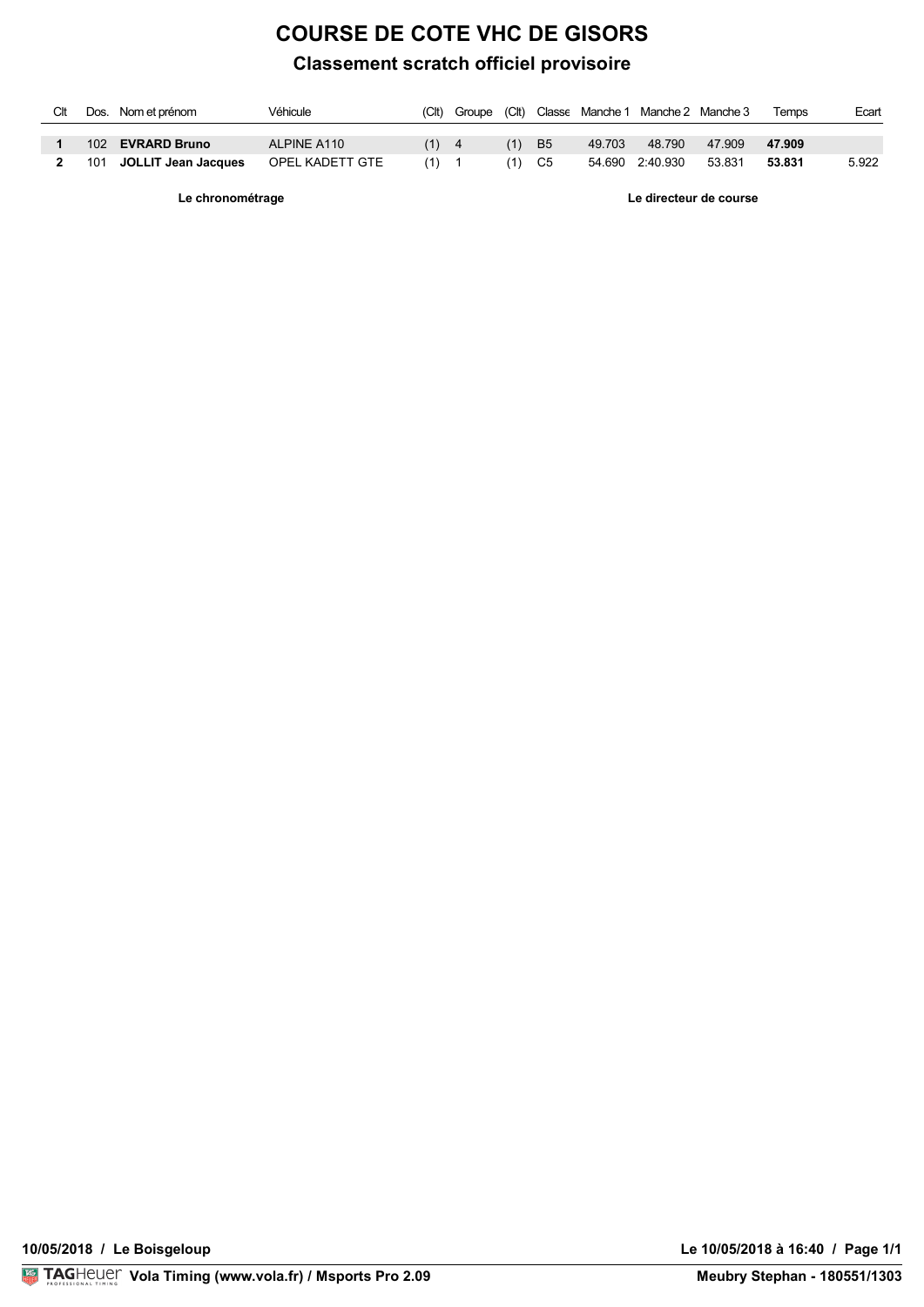# COURSE DE COTE VHC DE GISORS

## Classement scratch officiel provisoire

| Clt | Dos. | Nom et prénom | Véhicule | (Clt) | Groupe | (Clt) | Classe | Manche 1 | Manche 2 | Manche 3 | Temps | Ecart |
|---|---|---|---|---|---|---|---|---|---|---|---|---|
| **1** | 102 | **EVRARD Bruno** | ALPINE A110 | (1) | 4 | (1) | B5 | 49.703 | 48.790 | 47.909 | **47.909** | |
| **2** | 101 | **JOLLIT Jean Jacques** | OPEL KADETT GTE | (1) | 1 | (1) | C5 | 54.690 | 2:40.930 | 53.831 | **53.831** | 5.922 |

**Le chronométrage** **Le directeur de course**

**10/05/2018 / Le Boisgeloup** **Le 10/05/2018 à 16:40**

**Vola Timing (www.vola.fr) / Msports Pro 2.09** **Meubry Stephan - 180551/1303**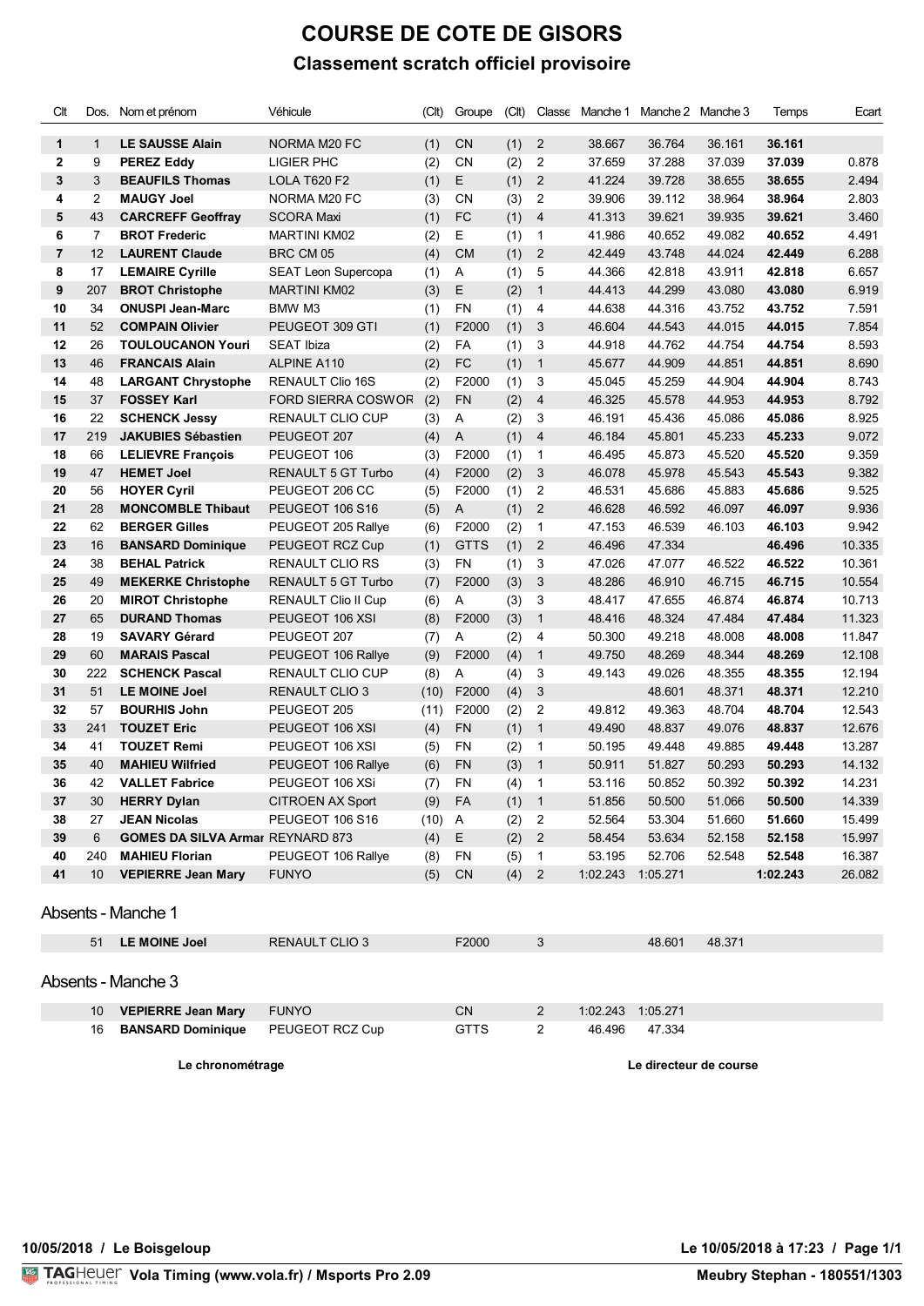# COURSE DE COTE DE GISORS

## Classement scratch officiel provisoire

| Clt | Dos. | Nom et prénom | Véhicule | (Clt) | Groupe | (Clt) | Classe | Manche 1 | Manche 2 | Manche 3 | Temps | Ecart |
|---|---|---|---|---|---|---|---|---|---|---|---|---|
| **1** | 1 | **LE SAUSSE Alain** | NORMA M20 FC | (1) | CN | (1) | 2 | 38.667 | 36.764 | 36.161 | **36.161** | |
| **2** | 9 | **PEREZ Eddy** | LIGIER PHC | (2) | CN | (2) | 2 | 37.659 | 37.288 | 37.039 | **37.039** | 0.878 |
| **3** | 3 | **BEAUFILS Thomas** | LOLA T620 F2 | (1) | E | (1) | 2 | 41.224 | 39.728 | 38.655 | **38.655** | 2.494 |
| **4** | 2 | **MAUGY Joel** | NORMA M20 FC | (3) | CN | (3) | 2 | 39.906 | 39.112 | 38.964 | **38.964** | 2.803 |
| **5** | 43 | **CARCREFF Geoffray** | SCORA Maxi | (1) | FC | (1) | 4 | 41.313 | 39.621 | 39.935 | **39.621** | 3.460 |
| **6** | 7 | **BROT Frederic** | MARTINI KM02 | (2) | E | (1) | 1 | 41.986 | 40.652 | 49.082 | **40.652** | 4.491 |
| **7** | 12 | **LAURENT Claude** | BRC CM 05 | (4) | CM | (1) | 2 | 42.449 | 43.748 | 44.024 | **42.449** | 6.288 |
| **8** | 17 | **LEMAIRE Cyrille** | SEAT Leon Supercopa | (1) | A | (1) | 5 | 44.366 | 42.818 | 43.911 | **42.818** | 6.657 |
| **9** | 207 | **BROT Christophe** | MARTINI KM02 | (3) | E | (2) | 1 | 44.413 | 44.299 | 43.080 | **43.080** | 6.919 |
| **10** | 34 | **ONUSPI Jean-Marc** | BMW M3 | (1) | FN | (1) | 4 | 44.638 | 44.316 | 43.752 | **43.752** | 7.591 |
| **11** | 52 | **COMPAIN Olivier** | PEUGEOT 309 GTI | (1) | F2000 | (1) | 3 | 46.604 | 44.543 | 44.015 | **44.015** | 7.854 |
| **12** | 26 | **TOULOUCANON Youri** | SEAT Ibiza | (2) | FA | (1) | 3 | 44.918 | 44.762 | 44.754 | **44.754** | 8.593 |
| **13** | 46 | **FRANCAIS Alain** | ALPINE A110 | (2) | FC | (1) | 1 | 45.677 | 44.909 | 44.851 | **44.851** | 8.690 |
| **14** | 48 | **LARGANT Chrystophe** | RENAULT Clio 16S | (2) | F2000 | (1) | 3 | 45.045 | 45.259 | 44.904 | **44.904** | 8.743 |
| **15** | 37 | **FOSSEY Karl** | FORD SIERRA COSWOR | (2) | FN | (2) | 4 | 46.325 | 45.578 | 44.953 | **44.953** | 8.792 |
| **16** | 22 | **SCHENCK Jessy** | RENAULT CLIO CUP | (3) | A | (2) | 3 | 46.191 | 45.436 | 45.086 | **45.086** | 8.925 |
| **17** | 219 | **JAKUBIES Sébastien** | PEUGEOT 207 | (4) | A | (1) | 4 | 46.184 | 45.801 | 45.233 | **45.233** | 9.072 |
| **18** | 66 | **LELIEVRE François** | PEUGEOT 106 | (3) | F2000 | (1) | 1 | 46.495 | 45.873 | 45.520 | **45.520** | 9.359 |
| **19** | 47 | **HEMET Joel** | RENAULT 5 GT Turbo | (4) | F2000 | (2) | 3 | 46.078 | 45.978 | 45.543 | **45.543** | 9.382 |
| **20** | 56 | **HOYER Cyril** | PEUGEOT 206 CC | (5) | F2000 | (1) | 2 | 46.531 | 45.686 | 45.883 | **45.686** | 9.525 |
| **21** | 28 | **MONCOMBLE Thibaut** | PEUGEOT 106 S16 | (5) | A | (1) | 2 | 46.628 | 46.592 | 46.097 | **46.097** | 9.936 |
| **22** | 62 | **BERGER Gilles** | PEUGEOT 205 Rallye | (6) | F2000 | (2) | 1 | 47.153 | 46.539 | 46.103 | **46.103** | 9.942 |
| **23** | 16 | **BANSARD Dominique** | PEUGEOT RCZ Cup | (1) | GTTS | (1) | 2 | 46.496 | 47.334 | | **46.496** | 10.335 |
| **24** | 38 | **BEHAL Patrick** | RENAULT CLIO RS | (3) | FN | (1) | 3 | 47.026 | 47.077 | 46.522 | **46.522** | 10.361 |
| **25** | 49 | **MEKERKE Christophe** | RENAULT 5 GT Turbo | (7) | F2000 | (3) | 3 | 48.286 | 46.910 | 46.715 | **46.715** | 10.554 |
| **26** | 20 | **MIROT Christophe** | RENAULT Clio II Cup | (6) | A | (3) | 3 | 48.417 | 47.655 | 46.874 | **46.874** | 10.713 |
| **27** | 65 | **DURAND Thomas** | PEUGEOT 106 XSI | (8) | F2000 | (3) | 1 | 48.416 | 48.324 | 47.484 | **47.484** | 11.323 |
| **28** | 19 | **SAVARY Gérard** | PEUGEOT 207 | (7) | A | (2) | 4 | 50.300 | 49.218 | 48.008 | **48.008** | 11.847 |
| **29** | 60 | **MARAIS Pascal** | PEUGEOT 106 Rallye | (9) | F2000 | (4) | 1 | 49.750 | 48.269 | 48.344 | **48.269** | 12.108 |
| **30** | 222 | **SCHENCK Pascal** | RENAULT CLIO CUP | (8) | A | (4) | 3 | 49.143 | 49.026 | 48.355 | **48.355** | 12.194 |
| **31** | 51 | **LE MOINE Joel** | RENAULT CLIO 3 | (10) | F2000 | (4) | 3 | | 48.601 | 48.371 | **48.371** | 12.210 |
| **32** | 57 | **BOURHIS John** | PEUGEOT 205 | (11) | F2000 | (2) | 2 | 49.812 | 49.363 | 48.704 | **48.704** | 12.543 |
| **33** | 241 | **TOUZET Eric** | PEUGEOT 106 XSI | (4) | FN | (1) | 1 | 49.490 | 48.837 | 49.076 | **48.837** | 12.676 |
| **34** | 41 | **TOUZET Remi** | PEUGEOT 106 XSI | (5) | FN | (2) | 1 | 50.195 | 49.448 | 49.885 | **49.448** | 13.287 |
| **35** | 40 | **MAHIEU Wilfried** | PEUGEOT 106 Rallye | (6) | FN | (3) | 1 | 50.911 | 51.827 | 50.293 | **50.293** | 14.132 |
| **36** | 42 | **VALLET Fabrice** | PEUGEOT 106 XSi | (7) | FN | (4) | 1 | 53.116 | 50.852 | 50.392 | **50.392** | 14.231 |
| **37** | 30 | **HERRY Dylan** | CITROEN AX Sport | (9) | FA | (1) | 1 | 51.856 | 50.500 | 51.066 | **50.500** | 14.339 |
| **38** | 27 | **JEAN Nicolas** | PEUGEOT 106 S16 | (10) | A | (2) | 2 | 52.564 | 53.304 | 51.660 | **51.660** | 15.499 |
| **39** | 6 | **GOMES DA SILVA Armar** | REYNARD 873 | (4) | E | (2) | 2 | 58.454 | 53.634 | 52.158 | **52.158** | 15.997 |
| **40** | 240 | **MAHIEU Florian** | PEUGEOT 106 Rallye | (8) | FN | (5) | 1 | 53.195 | 52.706 | 52.548 | **52.548** | 16.387 |
| **41** | 10 | **VEPIERRE Jean Mary** | FUNYO | (5) | CN | (4) | 2 | 1:02.243 | 1:05.271 | | **1:02.243** | 26.082 |

### Absents - Manche 1

| Dos. | Nom et prénom | Véhicule | Groupe | Classe | Manche 1 | Manche 2 | Manche 3 |
|---|---|---|---|---|---|---|---|
| 51 | **LE MOINE Joel** | RENAULT CLIO 3 | F2000 | 3 | | 48.601 | 48.371 |

### Absents - Manche 3

| Dos. | Nom et prénom | Véhicule | Groupe | Classe | Manche 1 | Manche 2 | Manche 3 |
|---|---|---|---|---|---|---|---|
| 10 | **VEPIERRE Jean Mary** | FUNYO | CN | 2 | 1:02.243 | 1:05.271 | |
| 16 | **BANSARD Dominique** | PEUGEOT RCZ Cup | GTTS | 2 | 46.496 | 47.334 | |

**Le chronométrage** **Le directeur de course**

**10/05/2018 / Le Boisgeloup** **Le 10/05/2018 à 17:23**

TAGHeuer **Vola Timing (www.vola.fr) / Msports Pro 2.09** **Meubry Stephan - 180551/1303**